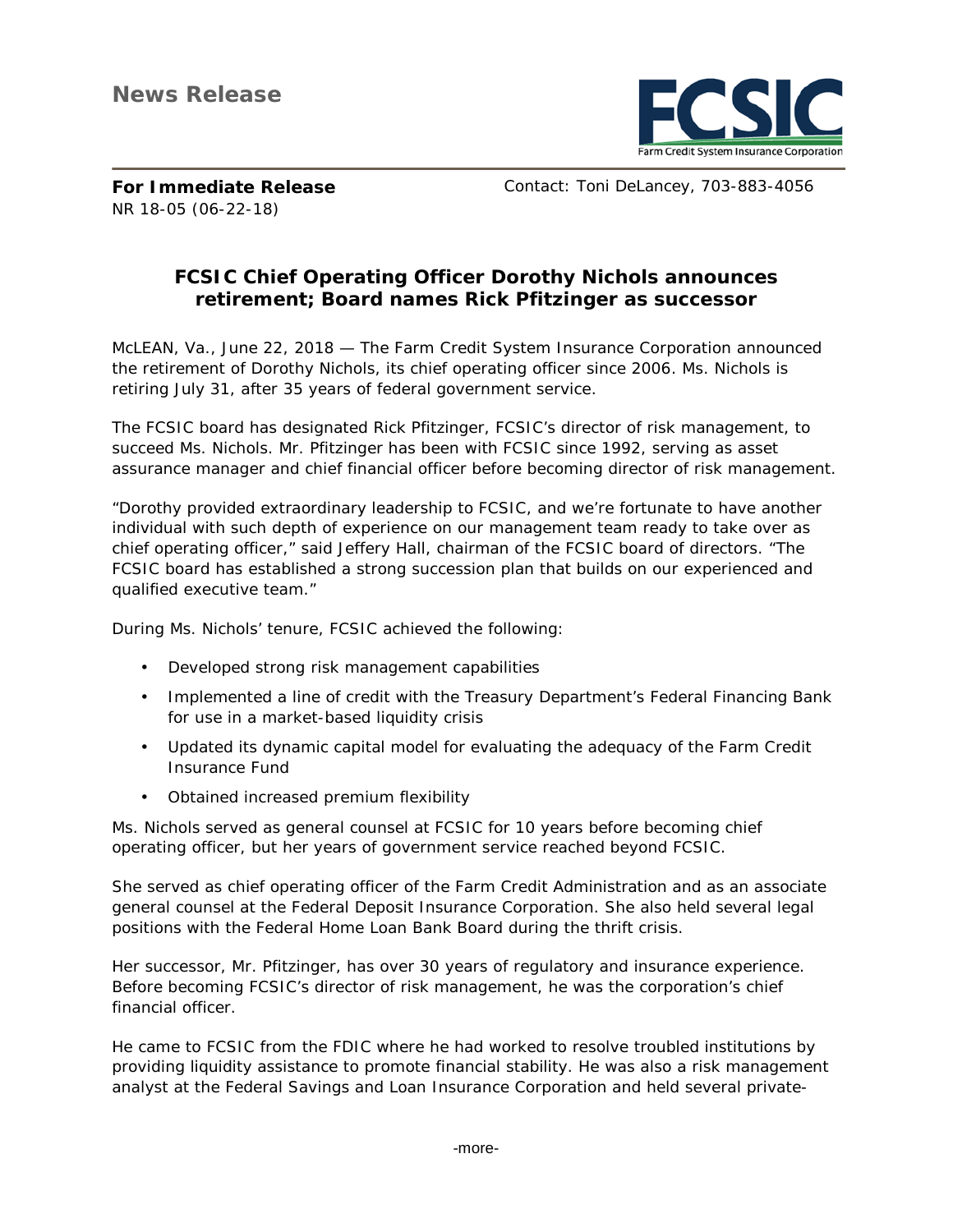**News Release**

**For Immediate Release**
NR 18-05 (06-22-18)

Contact: Toni DeLancey, 703-883-4056

## FCSIC Chief Operating Officer Dorothy Nichols announces retirement; Board names Rick Pfitzinger as successor

McLEAN, Va., June 22, 2018 — The Farm Credit System Insurance Corporation announced the retirement of Dorothy Nichols, its chief operating officer since 2006. Ms. Nichols is retiring July 31, after 35 years of federal government service.

The FCSIC board has designated Rick Pfitzinger, FCSIC's director of risk management, to succeed Ms. Nichols. Mr. Pfitzinger has been with FCSIC since 1992, serving as asset assurance manager and chief financial officer before becoming director of risk management.

"Dorothy provided extraordinary leadership to FCSIC, and we're fortunate to have another individual with such depth of experience on our management team ready to take over as chief operating officer," said Jeffery Hall, chairman of the FCSIC board of directors. "The FCSIC board has established a strong succession plan that builds on our experienced and qualified executive team."

During Ms. Nichols' tenure, FCSIC achieved the following:

- Developed strong risk management capabilities
- Implemented a line of credit with the Treasury Department's Federal Financing Bank for use in a market-based liquidity crisis
- Updated its dynamic capital model for evaluating the adequacy of the Farm Credit Insurance Fund
- Obtained increased premium flexibility

Ms. Nichols served as general counsel at FCSIC for 10 years before becoming chief operating officer, but her years of government service reached beyond FCSIC.

She served as chief operating officer of the Farm Credit Administration and as an associate general counsel at the Federal Deposit Insurance Corporation. She also held several legal positions with the Federal Home Loan Bank Board during the thrift crisis.

Her successor, Mr. Pfitzinger, has over 30 years of regulatory and insurance experience. Before becoming FCSIC's director of risk management, he was the corporation's chief financial officer.

He came to FCSIC from the FDIC where he had worked to resolve troubled institutions by providing liquidity assistance to promote financial stability. He was also a risk management analyst at the Federal Savings and Loan Insurance Corporation and held several private-

-more-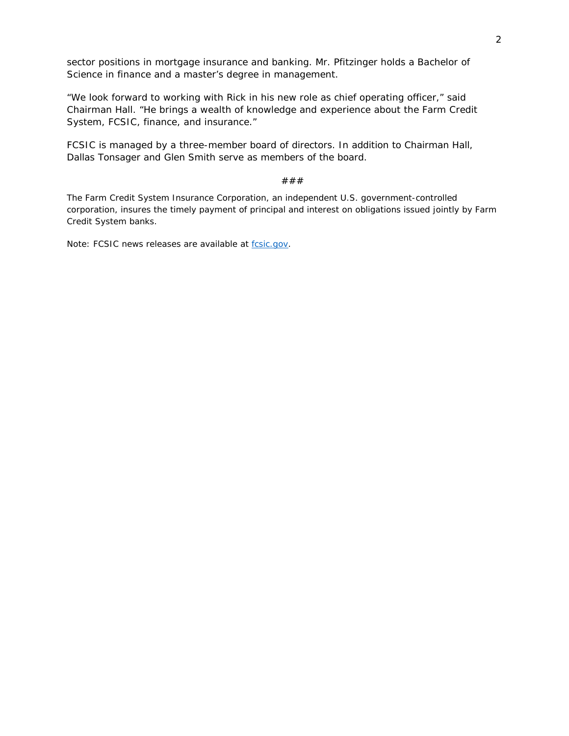sector positions in mortgage insurance and banking. Mr. Pfitzinger holds a Bachelor of Science in finance and a master's degree in management.

"We look forward to working with Rick in his new role as chief operating officer," said Chairman Hall. "He brings a wealth of knowledge and experience about the Farm Credit System, FCSIC, finance, and insurance."

FCSIC is managed by a three-member board of directors. In addition to Chairman Hall, Dallas Tonsager and Glen Smith serve as members of the board.

###

The Farm Credit System Insurance Corporation, an independent U.S. government-controlled corporation, insures the timely payment of principal and interest on obligations issued jointly by Farm Credit System banks.

Note: FCSIC news releases are available at [fcsic.gov](fcsic.gov).